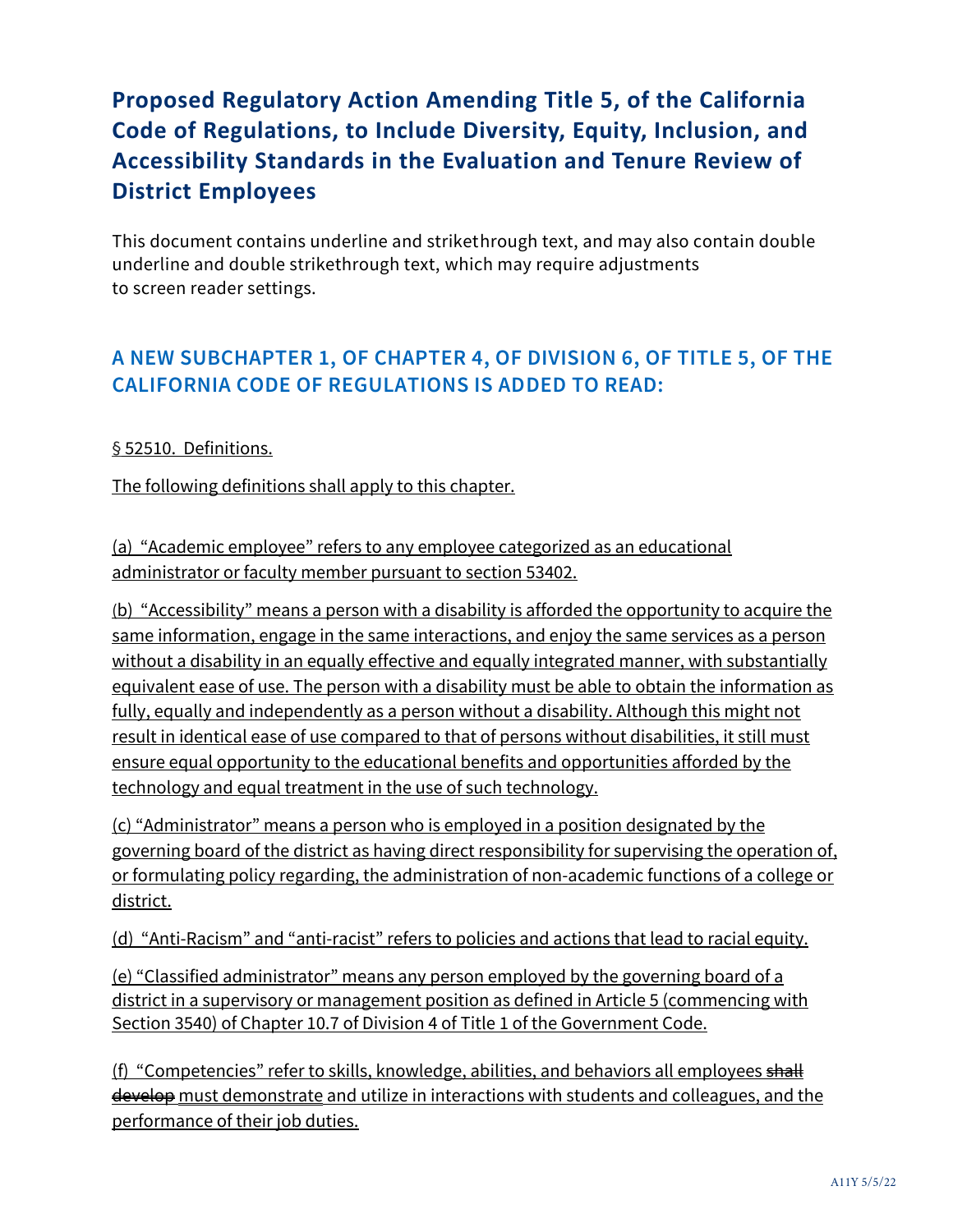# Proposed Regulatory Action Amending Title 5, of the California Code of Regulations, to Include Diversity, Equity, Inclusion, and Accessibility Standards in the Evaluation and Tenure Review of District Employees

This document contains underline and strikethrough text, and may also contain double underline and double strikethrough text, which may require adjustments to screen reader settings.

## A NEW SUBCHAPTER 1, OF CHAPTER 4, OF DIVISION 6, OF TITLE 5, OF THE CALIFORNIA CODE OF REGULATIONS IS ADDED TO READ:

§ 52510. Definitions.

The following definitions shall apply to this chapter.

(a) "Academic employee" refers to any employee categorized as an educational administrator or faculty member pursuant to section 53402.

(b) "Accessibility" means a person with a disability is afforded the opportunity to acquire the same information, engage in the same interactions, and enjoy the same services as a person without a disability in an equally effective and equally integrated manner, with substantially equivalent ease of use. The person with a disability must be able to obtain the information as fully, equally and independently as a person without a disability. Although this might not result in identical ease of use compared to that of persons without disabilities, it still must ensure equal opportunity to the educational benefits and opportunities afforded by the technology and equal treatment in the use of such technology.

(c) "Administrator" means a person who is employed in a position designated by the governing board of the district as having direct responsibility for supervising the operation of, or formulating policy regarding, the administration of non-academic functions of a college or district.

(d) "Anti-Racism" and "anti-racist" refers to policies and actions that lead to racial equity.

(e) "Classified administrator" means any person employed by the governing board of a district in a supervisory or management position as defined in Article 5 (commencing with Section 3540) of Chapter 10.7 of Division 4 of Title 1 of the Government Code.

(f) "Competencies" refer to skills, knowledge, abilities, and behaviors all employees ~~shall develop~~ must demonstrate and utilize in interactions with students and colleagues, and the performance of their job duties.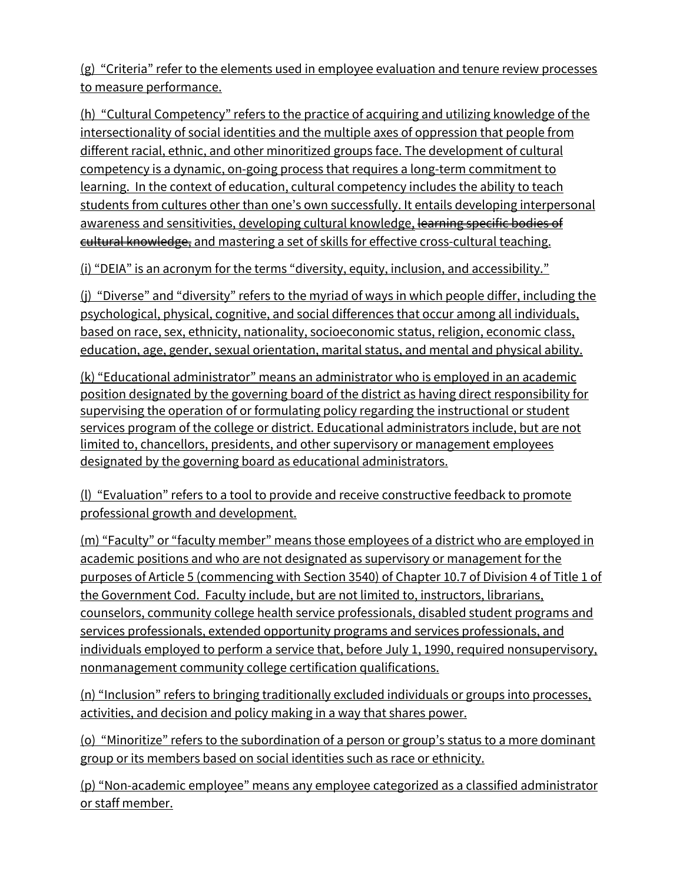(g) "Criteria" refer to the elements used in employee evaluation and tenure review processes to measure performance.

(h) "Cultural Competency" refers to the practice of acquiring and utilizing knowledge of the intersectionality of social identities and the multiple axes of oppression that people from different racial, ethnic, and other minoritized groups face. The development of cultural competency is a dynamic, on-going process that requires a long-term commitment to learning. In the context of education, cultural competency includes the ability to teach students from cultures other than one's own successfully. It entails developing interpersonal awareness and sensitivities, developing cultural knowledge, ~~learning specific bodies of cultural knowledge,~~ and mastering a set of skills for effective cross-cultural teaching.

(i) "DEIA" is an acronym for the terms "diversity, equity, inclusion, and accessibility."

(j) "Diverse" and "diversity" refers to the myriad of ways in which people differ, including the psychological, physical, cognitive, and social differences that occur among all individuals, based on race, sex, ethnicity, nationality, socioeconomic status, religion, economic class, education, age, gender, sexual orientation, marital status, and mental and physical ability.

(k) "Educational administrator" means an administrator who is employed in an academic position designated by the governing board of the district as having direct responsibility for supervising the operation of or formulating policy regarding the instructional or student services program of the college or district. Educational administrators include, but are not limited to, chancellors, presidents, and other supervisory or management employees designated by the governing board as educational administrators.

(l) "Evaluation" refers to a tool to provide and receive constructive feedback to promote professional growth and development.

(m) "Faculty" or "faculty member" means those employees of a district who are employed in academic positions and who are not designated as supervisory or management for the purposes of Article 5 (commencing with Section 3540) of Chapter 10.7 of Division 4 of Title 1 of the Government Cod. Faculty include, but are not limited to, instructors, librarians, counselors, community college health service professionals, disabled student programs and services professionals, extended opportunity programs and services professionals, and individuals employed to perform a service that, before July 1, 1990, required nonsupervisory, nonmanagement community college certification qualifications.

(n) "Inclusion" refers to bringing traditionally excluded individuals or groups into processes, activities, and decision and policy making in a way that shares power.

(o) "Minoritize" refers to the subordination of a person or group's status to a more dominant group or its members based on social identities such as race or ethnicity.

(p) "Non-academic employee" means any employee categorized as a classified administrator or staff member.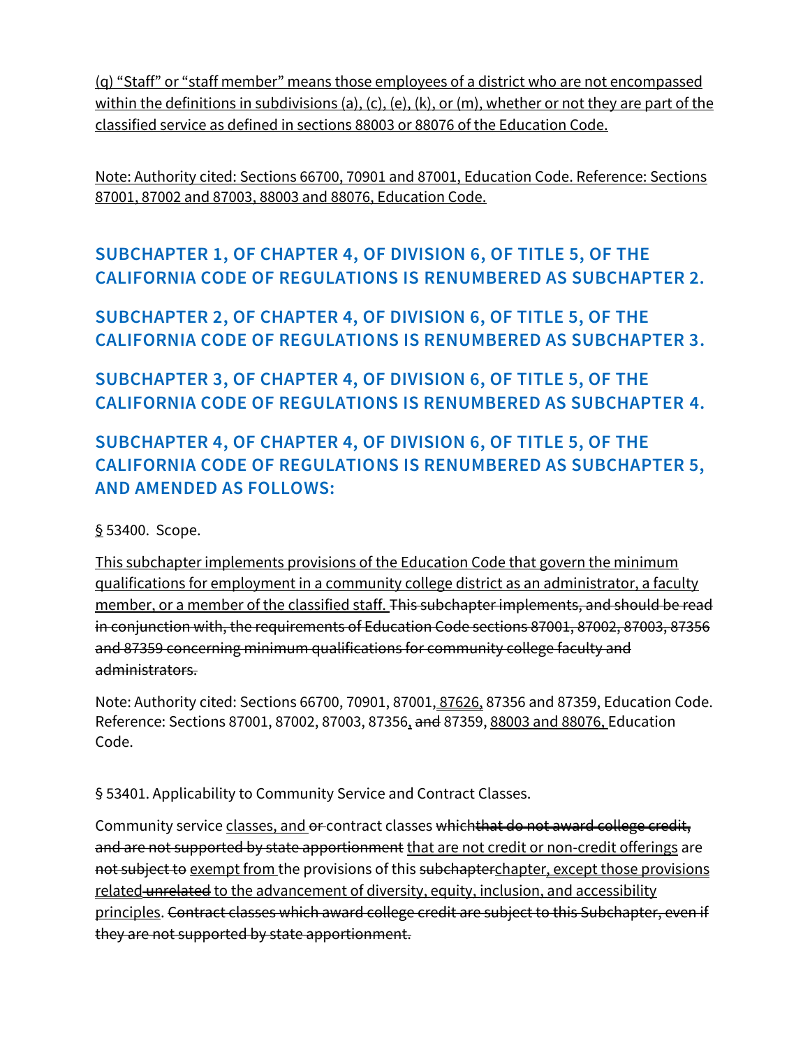<u>(q) “Staff” or “staff member” means those employees of a district who are not encompassed within the definitions in subdivisions (a), (c), (e), (k), or (m), whether or not they are part of the classified service as defined in sections 88003 or 88076 of the Education Code.</u>

<u>Note: Authority cited: Sections 66700, 70901 and 87001, Education Code. Reference: Sections 87001, 87002 and 87003, 88003 and 88076, Education Code.</u>

## SUBCHAPTER 1, OF CHAPTER 4, OF DIVISION 6, OF TITLE 5, OF THE CALIFORNIA CODE OF REGULATIONS IS RENUMBERED AS SUBCHAPTER 2.

## SUBCHAPTER 2, OF CHAPTER 4, OF DIVISION 6, OF TITLE 5, OF THE CALIFORNIA CODE OF REGULATIONS IS RENUMBERED AS SUBCHAPTER 3.

## SUBCHAPTER 3, OF CHAPTER 4, OF DIVISION 6, OF TITLE 5, OF THE CALIFORNIA CODE OF REGULATIONS IS RENUMBERED AS SUBCHAPTER 4.

## SUBCHAPTER 4, OF CHAPTER 4, OF DIVISION 6, OF TITLE 5, OF THE CALIFORNIA CODE OF REGULATIONS IS RENUMBERED AS SUBCHAPTER 5, AND AMENDED AS FOLLOWS:

<u>§</u> 53400. Scope.

<u>This subchapter implements provisions of the Education Code that govern the minimum qualifications for employment in a community college district as an administrator, a faculty member, or a member of the classified staff.</u> ~~This subchapter implements, and should be read in conjunction with, the requirements of Education Code sections 87001, 87002, 87003, 87356 and 87359 concerning minimum qualifications for community college faculty and administrators.~~

Note: Authority cited: Sections 66700, 70901, 87001,<u> 87626,</u> 87356 and 87359, Education Code. Reference: Sections 87001, 87002, 87003, 87356<u>,</u> ~~and~~ 87359, <u>88003 and 88076,</u> Education Code.

§ 53401. Applicability to Community Service and Contract Classes.

Community service <u>classes, and</u> ~~or~~ contract classes ~~which~~~~that do not award college credit, and are not supported by state apportionment~~ <u>that are not credit or non-credit offerings</u> are ~~not subject to~~ <u>exempt from</u> the provisions of this ~~subchapter~~<u>chapter, except those provisions related</u>~~unrelated~~ <u>to the advancement of diversity, equity, inclusion, and accessibility principles</u>. ~~Contract classes which award college credit are subject to this Subchapter, even if they are not supported by state apportionment.~~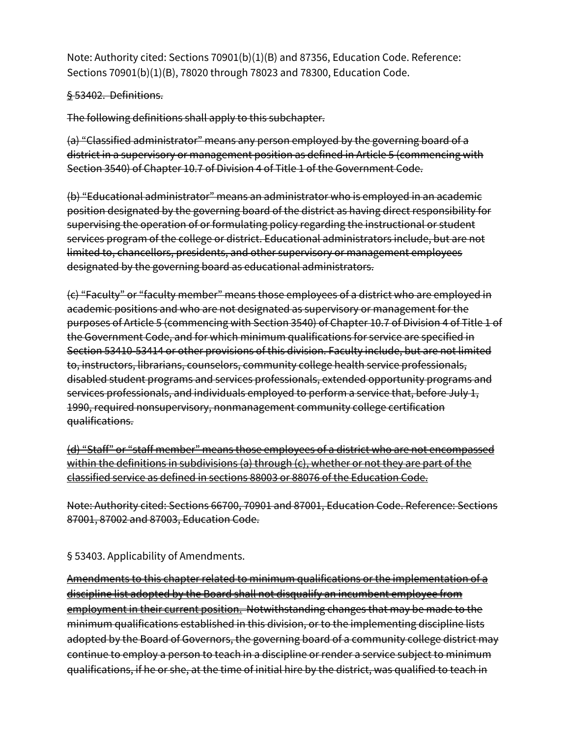Note: Authority cited: Sections 70901(b)(1)(B) and 87356, Education Code. Reference: Sections 70901(b)(1)(B), 78020 through 78023 and 78300, Education Code.

~~§ 53402. Definitions.~~

~~The following definitions shall apply to this subchapter.~~

~~(a) "Classified administrator" means any person employed by the governing board of a district in a supervisory or management position as defined in Article 5 (commencing with Section 3540) of Chapter 10.7 of Division 4 of Title 1 of the Government Code.~~

~~(b) "Educational administrator" means an administrator who is employed in an academic position designated by the governing board of the district as having direct responsibility for supervising the operation of or formulating policy regarding the instructional or student services program of the college or district. Educational administrators include, but are not limited to, chancellors, presidents, and other supervisory or management employees designated by the governing board as educational administrators.~~

~~(c) "Faculty" or "faculty member" means those employees of a district who are employed in academic positions and who are not designated as supervisory or management for the purposes of Article 5 (commencing with Section 3540) of Chapter 10.7 of Division 4 of Title 1 of the Government Code, and for which minimum qualifications for service are specified in Section 53410-53414 or other provisions of this division. Faculty include, but are not limited to, instructors, librarians, counselors, community college health service professionals, disabled student programs and services professionals, extended opportunity programs and services professionals, and individuals employed to perform a service that, before July 1, 1990, required nonsupervisory, nonmanagement community college certification qualifications.~~

~~(d) "Staff" or "staff member" means those employees of a district who are not encompassed within the definitions in subdivisions (a) through (c), whether or not they are part of the classified service as defined in sections 88003 or 88076 of the Education Code.~~

~~Note: Authority cited: Sections 66700, 70901 and 87001, Education Code. Reference: Sections 87001, 87002 and 87003, Education Code.~~

§ 53403. Applicability of Amendments.

~~Amendments to this chapter related to minimum qualifications or the implementation of a discipline list adopted by the Board shall not disqualify an incumbent employee from employment in their current position.~~ ~~Notwithstanding changes that may be made to the minimum qualifications established in this division, or to the implementing discipline lists adopted by the Board of Governors, the governing board of a community college district may continue to employ a person to teach in a discipline or render a service subject to minimum qualifications, if he or she, at the time of initial hire by the district, was qualified to teach in~~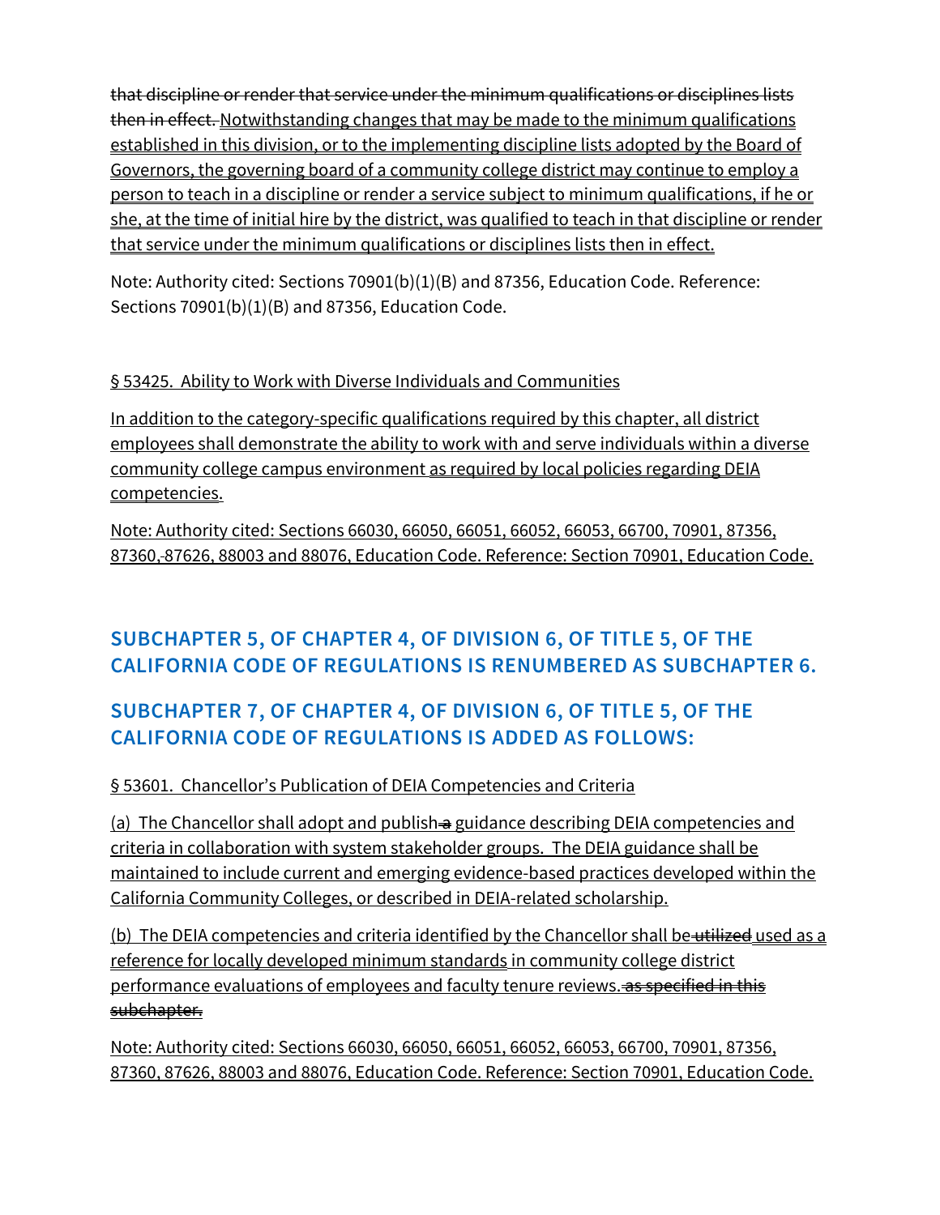~~that discipline or render that service under the minimum qualifications or disciplines lists then in effect.~~ <u>Notwithstanding changes that may be made to the minimum qualifications established in this division, or to the implementing discipline lists adopted by the Board of Governors, the governing board of a community college district may continue to employ a person to teach in a discipline or render a service subject to minimum qualifications, if he or she, at the time of initial hire by the district, was qualified to teach in that discipline or render that service under the minimum qualifications or disciplines lists then in effect.</u>

Note: Authority cited: Sections 70901(b)(1)(B) and 87356, Education Code. Reference: Sections 70901(b)(1)(B) and 87356, Education Code.

<u>§ 53425. Ability to Work with Diverse Individuals and Communities</u>

<u>In addition to the category-specific qualifications required by this chapter, all district employees shall demonstrate the ability to work with and serve individuals within a diverse community college campus environment</u> <u>as required by local policies regarding DEIA competencies.</u>

<u>Note: Authority cited: Sections 66030, 66050, 66051, 66052, 66053, 66700, 70901, 87356, 87360, 87626, 88003 and 88076, Education Code. Reference: Section 70901, Education Code.</u>

## SUBCHAPTER 5, OF CHAPTER 4, OF DIVISION 6, OF TITLE 5, OF THE CALIFORNIA CODE OF REGULATIONS IS RENUMBERED AS SUBCHAPTER 6.

## SUBCHAPTER 7, OF CHAPTER 4, OF DIVISION 6, OF TITLE 5, OF THE CALIFORNIA CODE OF REGULATIONS IS ADDED AS FOLLOWS:

<u>§ 53601. Chancellor's Publication of DEIA Competencies and Criteria</u>

<u>(a) The Chancellor shall adopt and publish</u> ~~a~~ <u>guidance describing DEIA competencies and criteria in collaboration with system stakeholder groups. The DEIA guidance shall be maintained to include current and emerging evidence-based practices developed within the California Community Colleges, or described in DEIA-related scholarship.</u>

<u>(b) The DEIA competencies and criteria identified by the Chancellor shall be</u> ~~utilized~~ <u>used as a reference for locally developed minimum standards</u> <u>in community college district performance evaluations of employees and faculty tenure reviews.</u> ~~as specified in this subchapter.~~

<u>Note: Authority cited: Sections 66030, 66050, 66051, 66052, 66053, 66700, 70901, 87356, 87360, 87626, 88003 and 88076, Education Code. Reference: Section 70901, Education Code.</u>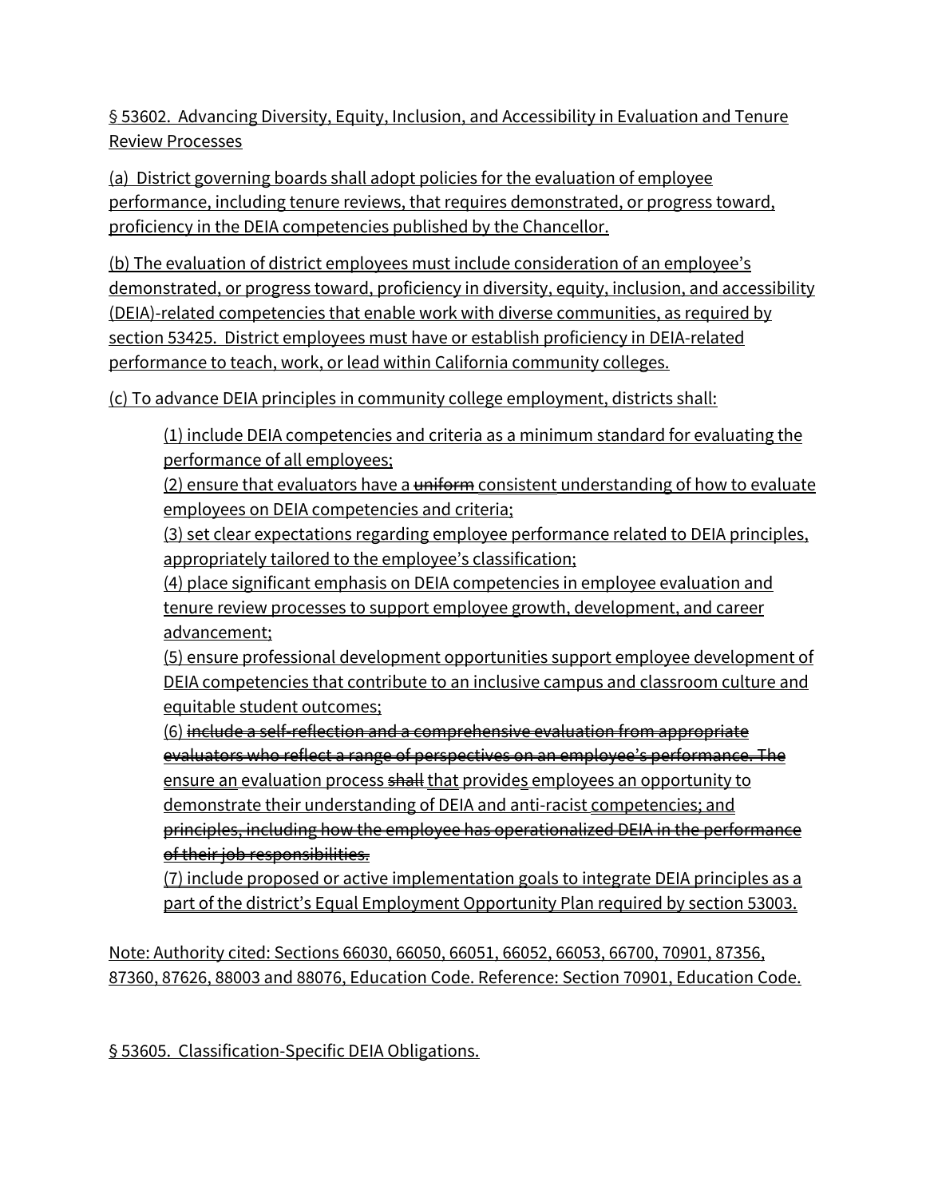§ 53602. Advancing Diversity, Equity, Inclusion, and Accessibility in Evaluation and Tenure Review Processes

(a) District governing boards shall adopt policies for the evaluation of employee performance, including tenure reviews, that requires demonstrated, or progress toward, proficiency in the DEIA competencies published by the Chancellor.

(b) The evaluation of district employees must include consideration of an employee's demonstrated, or progress toward, proficiency in diversity, equity, inclusion, and accessibility (DEIA)-related competencies that enable work with diverse communities, as required by section 53425. District employees must have or establish proficiency in DEIA-related performance to teach, work, or lead within California community colleges.

(c) To advance DEIA principles in community college employment, districts shall:

> (1) include DEIA competencies and criteria as a minimum standard for evaluating the performance of all employees;
> (2) ensure that evaluators have a ~~uniform~~ consistent understanding of how to evaluate employees on DEIA competencies and criteria;
> (3) set clear expectations regarding employee performance related to DEIA principles, appropriately tailored to the employee's classification;
> (4) place significant emphasis on DEIA competencies in employee evaluation and tenure review processes to support employee growth, development, and career advancement;
> (5) ensure professional development opportunities support employee development of DEIA competencies that contribute to an inclusive campus and classroom culture and equitable student outcomes;
> (6) ~~include a self-reflection and a comprehensive evaluation from appropriate evaluators who reflect a range of perspectives on an employee's performance. The~~ ensure an evaluation process ~~shall~~ that provides employees an opportunity to demonstrate their understanding of DEIA and anti-racist competencies; and ~~principles, including how the employee has operationalized DEIA in the performance of their job responsibilities.~~
> (7) include proposed or active implementation goals to integrate DEIA principles as a part of the district's Equal Employment Opportunity Plan required by section 53003.

Note: Authority cited: Sections 66030, 66050, 66051, 66052, 66053, 66700, 70901, 87356, 87360, 87626, 88003 and 88076, Education Code. Reference: Section 70901, Education Code.

§ 53605. Classification-Specific DEIA Obligations.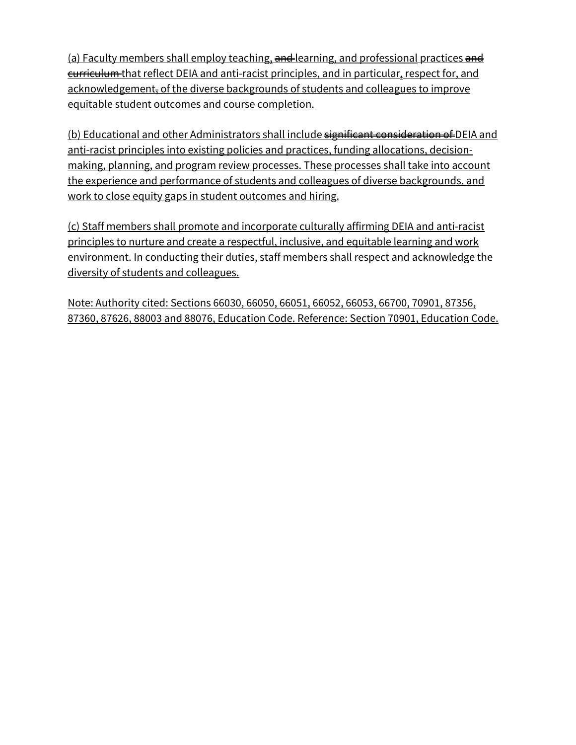(a) Faculty members shall employ teaching, ~~and~~ learning, and professional practices ~~and curriculum~~ that reflect DEIA and anti-racist principles, and in particular, respect for, and acknowledgement~~,~~ of the diverse backgrounds of students and colleagues to improve equitable student outcomes and course completion.

(b) Educational and other Administrators shall include ~~significant consideration of~~ DEIA and anti-racist principles into existing policies and practices, funding allocations, decision-making, planning, and program review processes. These processes shall take into account the experience and performance of students and colleagues of diverse backgrounds, and work to close equity gaps in student outcomes and hiring.

(c) Staff members shall promote and incorporate culturally affirming DEIA and anti-racist principles to nurture and create a respectful, inclusive, and equitable learning and work environment. In conducting their duties, staff members shall respect and acknowledge the diversity of students and colleagues.

Note: Authority cited: Sections 66030, 66050, 66051, 66052, 66053, 66700, 70901, 87356, 87360, 87626, 88003 and 88076, Education Code. Reference: Section 70901, Education Code.